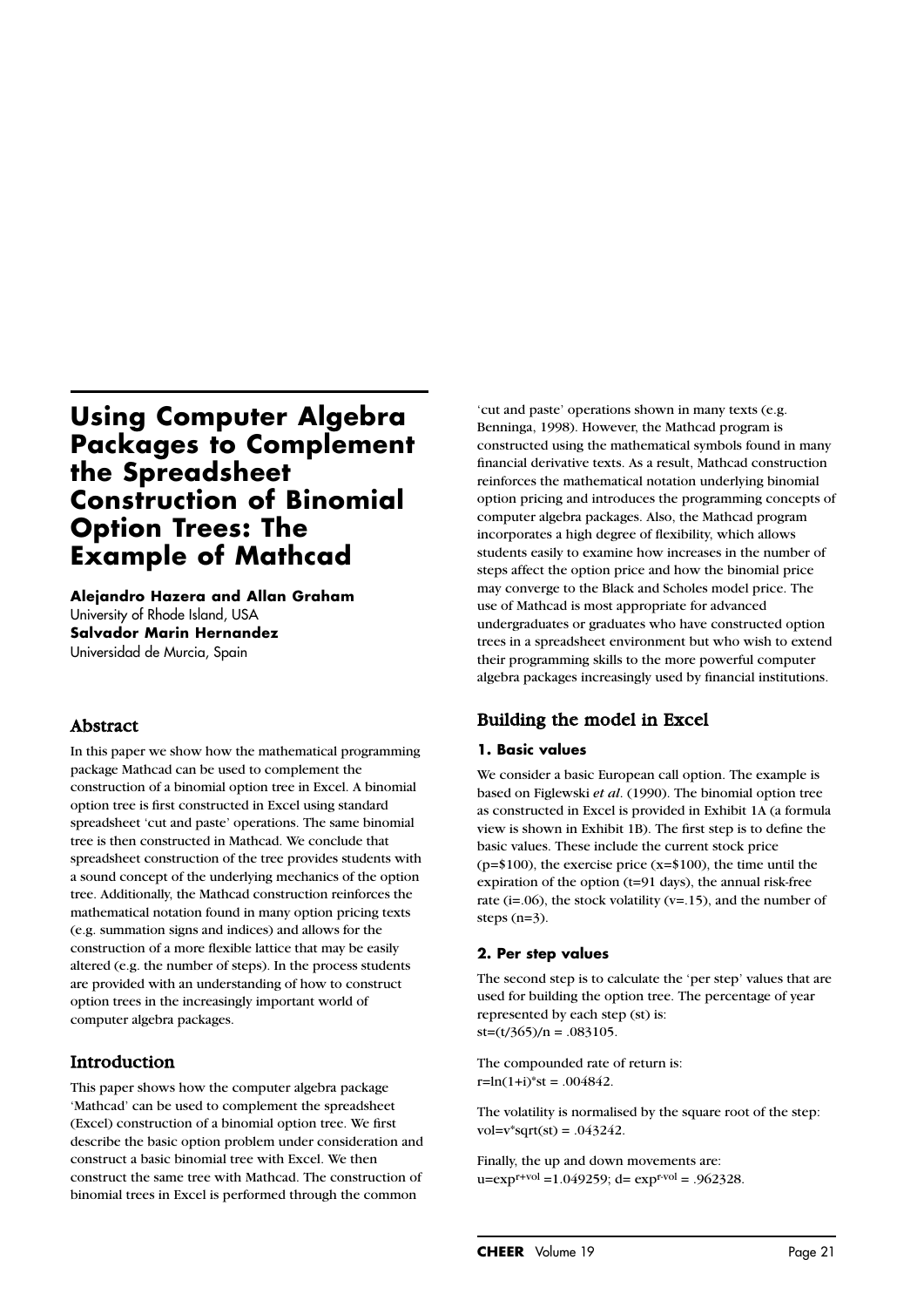# Using Computer Algebra Packages to Complement the Spreadsheet Construction of Binomial Option Trees: The Example of Mathcad

**Alejandro Hazera and Allan Graham**
University of Rhode Island, USA
**Salvador Marin Hernandez**
Universidad de Murcia, Spain

## Abstract

In this paper we show how the mathematical programming package Mathcad can be used to complement the construction of a binomial option tree in Excel. A binomial option tree is first constructed in Excel using standard spreadsheet 'cut and paste' operations. The same binomial tree is then constructed in Mathcad. We conclude that spreadsheet construction of the tree provides students with a sound concept of the underlying mechanics of the option tree. Additionally, the Mathcad construction reinforces the mathematical notation found in many option pricing texts (e.g. summation signs and indices) and allows for the construction of a more flexible lattice that may be easily altered (e.g. the number of steps). In the process students are provided with an understanding of how to construct option trees in the increasingly important world of computer algebra packages.

## Introduction

This paper shows how the computer algebra package 'Mathcad' can be used to complement the spreadsheet (Excel) construction of a binomial option tree. We first describe the basic option problem under consideration and construct a basic binomial tree with Excel. We then construct the same tree with Mathcad. The construction of binomial trees in Excel is performed through the common 'cut and paste' operations shown in many texts (e.g. Benninga, 1998). However, the Mathcad program is constructed using the mathematical symbols found in many financial derivative texts. As a result, Mathcad construction reinforces the mathematical notation underlying binomial option pricing and introduces the programming concepts of computer algebra packages. Also, the Mathcad program incorporates a high degree of flexibility, which allows students easily to examine how increases in the number of steps affect the option price and how the binomial price may converge to the Black and Scholes model price. The use of Mathcad is most appropriate for advanced undergraduates or graduates who have constructed option trees in a spreadsheet environment but who wish to extend their programming skills to the more powerful computer algebra packages increasingly used by financial institutions.

## Building the model in Excel

### 1. Basic values

We consider a basic European call option. The example is based on Figlewski *et al*. (1990). The binomial option tree as constructed in Excel is provided in Exhibit 1A (a formula view is shown in Exhibit 1B). The first step is to define the basic values. These include the current stock price (p=$100), the exercise price (x=$100), the time until the expiration of the option (t=91 days), the annual risk-free rate (i=.06), the stock volatility (v=.15), and the number of steps (n=3).

### 2. Per step values

The second step is to calculate the 'per step' values that are used for building the option tree. The percentage of year represented by each step (st) is:
st=(t/365)/n = .083105.

The compounded rate of return is:
r=ln(1+i)*st = .004842.

The volatility is normalised by the square root of the step:
vol=v*sqrt(st) = .043242.

Finally, the up and down movements are:
u=$\exp^{r+vol}$ =1.049259; d= $\exp^{r-vol}$ = .962328.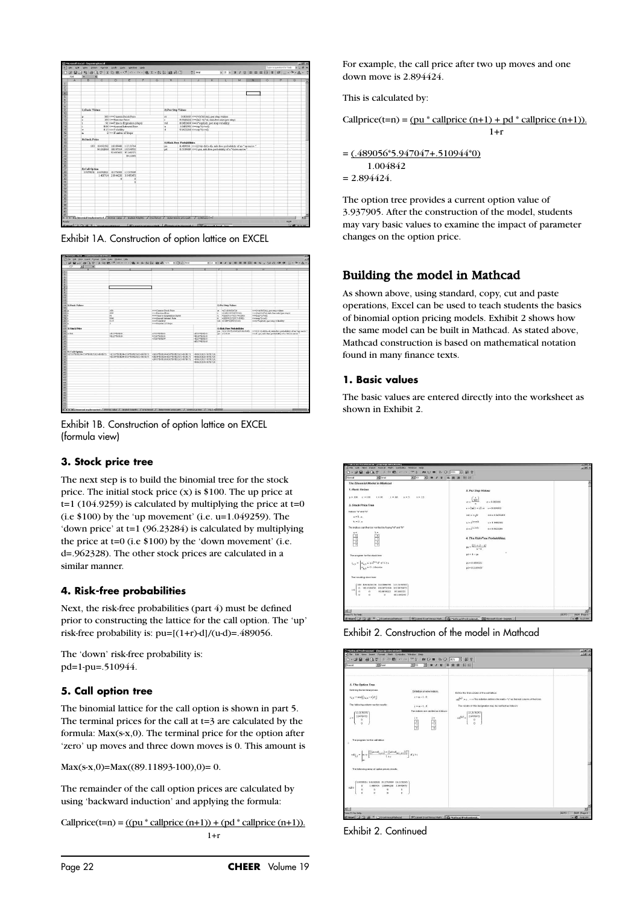Exhibit 1A. Construction of option lattice on EXCEL

Exhibit 1B. Construction of option lattice on EXCEL (formula view)

### 3. Stock price tree

The next step is to build the binomial tree for the stock price. The initial stock price (x) is $100. The up price at t=1 (104.9259) is calculated by multiplying the price at t=0 (i.e $100) by the 'up movement' (i.e. u=1.049259). The 'down price' at t=1 (96.23284) is calculated by multiplying the price at t=0 (i.e $100) by the 'down movement' (i.e. d=.962328). The other stock prices are calculated in a similar manner.

### 4. Risk-free probabilities

Next, the risk-free probabilities (part 4) must be defined prior to constructing the lattice for the call option. The 'up' risk-free probability is: pu=[(1+r)-d]/(u-d)=.489056.

The 'down' risk-free probability is: pd=1-pu=.510944.

### 5. Call option tree

The binomial lattice for the call option is shown in part 5. The terminal prices for the call at t=3 are calculated by the formula: Max(s-x,0). The terminal price for the option after 'zero' up moves and three down moves is 0. This amount is

Max(s-x,0)=Max((89.11893-100),0)= 0.

The remainder of the call option prices are calculated by using 'backward induction' and applying the formula:

$$\text{Callprice}(t=n) = \frac{(pu * \text{callprice}(n+1)) + (pd * \text{callprice}(n+1))}{1+r}$$

For example, the call price after two up moves and one down move is 2.894424.

This is calculated by:

$$\text{Callprice}(t=n) = \frac{pu * \text{callprice}(n+1) + pd * \text{callprice}(n+1)}{1+r}$$

$$= \frac{.489056*5.947047+.510944*0}{1.004842}$$

$= 2.894424$.

The option tree provides a current option value of 3.937905. After the construction of the model, students may vary basic values to examine the impact of parameter changes on the option price.

## Building the model in Mathcad

As shown above, using standard, copy, cut and paste operations, Excel can be used to teach students the basics of binomial option pricing models. Exhibit 2 shows how the same model can be built in Mathcad. As stated above, Mathcad construction is based on mathematical notation found in many finance texts.

### 1. Basic values

The basic values are entered directly into the worksheet as shown in Exhibit 2.

Exhibit 2. Construction of the model in Mathcad

Exhibit 2. Continued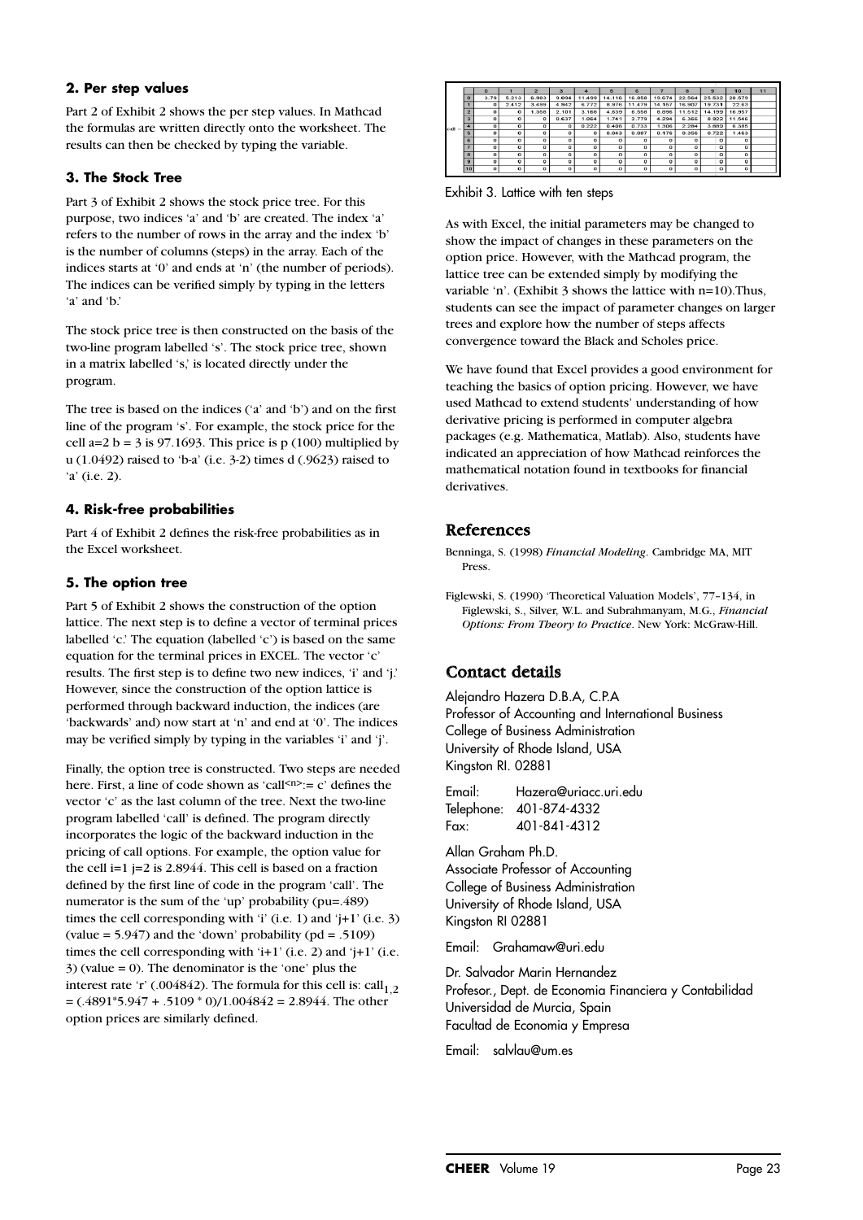### 2. Per step values

Part 2 of Exhibit 2 shows the per step values. In Mathcad the formulas are written directly onto the worksheet. The results can then be checked by typing the variable.

### 3. The Stock Tree

Part 3 of Exhibit 2 shows the stock price tree. For this purpose, two indices 'a' and 'b' are created. The index 'a' refers to the number of rows in the array and the index 'b' is the number of columns (steps) in the array. Each of the indices starts at '0' and ends at 'n' (the number of periods). The indices can be verified simply by typing in the letters 'a' and 'b.'

The stock price tree is then constructed on the basis of the two-line program labelled 's'. The stock price tree, shown in a matrix labelled 's,' is located directly under the program.

The tree is based on the indices ('a' and 'b') and on the first line of the program 's'. For example, the stock price for the cell a=2 b = 3 is 97.1693. This price is p (100) multiplied by u (1.0492) raised to 'b-a' (i.e. 3-2) times d (.9623) raised to 'a' (i.e. 2).

### 4. Risk-free probabilities

Part 4 of Exhibit 2 defines the risk-free probabilities as in the Excel worksheet.

### 5. The option tree

Part 5 of Exhibit 2 shows the construction of the option lattice. The next step is to define a vector of terminal prices labelled 'c.' The equation (labelled 'c') is based on the same equation for the terminal prices in EXCEL. The vector 'c' results. The first step is to define two new indices, 'i' and 'j.' However, since the construction of the option lattice is performed through backward induction, the indices (are 'backwards' and) now start at 'n' and end at '0'. The indices may be verified simply by typing in the variables 'i' and 'j'.

Finally, the option tree is constructed. Two steps are needed here. First, a line of code shown as '$call^{<n>} := c$' defines the vector 'c' as the last column of the tree. Next the two-line program labelled 'call' is defined. The program directly incorporates the logic of the backward induction in the pricing of call options. For example, the option value for the cell i=1 j=2 is 2.8944. This cell is based on a fraction defined by the first line of code in the program 'call'. The numerator is the sum of the 'up' probability (pu=.489) times the cell corresponding with 'i' (i.e. 1) and 'j+1' (i.e. 3) (value = 5.947) and the 'down' probability (pd = .5109) times the cell corresponding with 'i+1' (i.e. 2) and 'j+1' (i.e. 3) (value = 0). The denominator is the 'one' plus the interest rate 'r' (.004842). The formula for this cell is: $call_{1,2} = (.4891*5.947 + .5109 * 0)/1.004842 = 2.8944$. The other option prices are similarly defined.

call =

| | 0 | 1 | 2 | 3 | 4 | 5 | 6 | 7 | 8 | 9 | 10 | 11 |
|---|---|---|---|---|---|---|---|---|---|---|---|---|
| 0 | 3.79 | 5.213 | 6.983 | 9.094 | 11.499 | 14.116 | 16.858 | 19.674 | 22.564 | 25.532 | 28.579 | |
| 1 | 0 | 2.412 | 3.499 | 4.942 | 6.772 | 8.976 | 11.479 | 14.157 | 16.907 | 19.731 | 22.63 | |
| 2 | 0 | 0 | 1.358 | 2.101 | 3.168 | 4.639 | 6.558 | 8.896 | 11.512 | 14.199 | 16.957 | |
| 3 | 0 | 0 | 0 | 0.637 | 1.064 | 1.741 | 2.779 | 4.294 | 6.366 | 8.922 | 11.546 | |
| 4 | 0 | 0 | 0 | 0 | 0.222 | 0.406 | 0.733 | 1.306 | 2.284 | 3.883 | 6.385 | |
| 5 | 0 | 0 | 0 | 0 | 0 | 0.043 | 0.087 | 0.176 | 0.356 | 0.722 | 1.463 | |
| 6 | 0 | 0 | 0 | 0 | 0 | 0 | 0 | 0 | 0 | 0 | 0 | |
| 7 | 0 | 0 | 0 | 0 | 0 | 0 | 0 | 0 | 0 | 0 | 0 | |
| 8 | 0 | 0 | 0 | 0 | 0 | 0 | 0 | 0 | 0 | 0 | 0 | |
| 9 | 0 | 0 | 0 | 0 | 0 | 0 | 0 | 0 | 0 | 0 | 0 | |
| 10 | 0 | 0 | 0 | 0 | 0 | 0 | 0 | 0 | 0 | 0 | 0 | |

Exhibit 3. Lattice with ten steps

As with Excel, the initial parameters may be changed to show the impact of changes in these parameters on the option price. However, with the Mathcad program, the lattice tree can be extended simply by modifying the variable 'n'. (Exhibit 3 shows the lattice with n=10).Thus, students can see the impact of parameter changes on larger trees and explore how the number of steps affects convergence toward the Black and Scholes price.

We have found that Excel provides a good environment for teaching the basics of option pricing. However, we have used Mathcad to extend students' understanding of how derivative pricing is performed in computer algebra packages (e.g. Mathematica, Matlab). Also, students have indicated an appreciation of how Mathcad reinforces the mathematical notation found in textbooks for financial derivatives.

## References

Benninga, S. (1998) *Financial Modeling*. Cambridge MA, MIT Press.

Figlewski, S. (1990) 'Theoretical Valuation Models', 77–134, in Figlewski, S., Silver, W.L. and Subrahmanyam, M.G., *Financial Options: From Theory to Practice*. New York: McGraw-Hill.

## Contact details

Alejandro Hazera D.B.A, C.P.A
Professor of Accounting and International Business
College of Business Administration
University of Rhode Island, USA
Kingston RI. 02881

Email: Hazera@uriacc.uri.edu
Telephone: 401-874-4332
Fax: 401-841-4312

Allan Graham Ph.D.
Associate Professor of Accounting
College of Business Administration
University of Rhode Island, USA
Kingston RI 02881

Email: Grahamaw@uri.edu

Dr. Salvador Marin Hernandez
Profesor., Dept. de Economia Financiera y Contabilidad
Universidad de Murcia, Spain
Facultad de Economia y Empresa

Email: salvlau@um.es